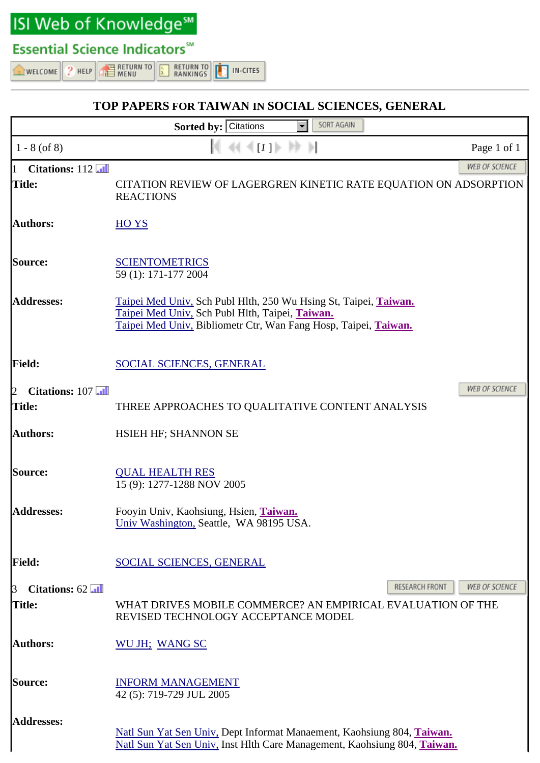ISI Web of Knowledge℠

Essential Science Indicators℠

WELCOME | HELP | RETURN TO MENU | RETURN TO RANKINGS | IN-CITES

# TOP PAPERS FOR TAIWAN IN SOCIAL SCIENCES, GENERAL

Sorted by: Citations SORT AGAIN

1 - 8 (of 8) [1] Page 1 of 1

---

1 **Citations:** 112 WEB OF SCIENCE

**Title:** CITATION REVIEW OF LAGERGREN KINETIC RATE EQUATION ON ADSORPTION REACTIONS

**Authors:** HO YS

**Source:** SCIENTOMETRICS
59 (1): 171-177 2004

**Addresses:** Taipei Med Univ, Sch Publ Hlth, 250 Wu Hsing St, Taipei, **Taiwan.**
Taipei Med Univ, Sch Publ Hlth, Taipei, **Taiwan.**
Taipei Med Univ, Bibliometr Ctr, Wan Fang Hosp, Taipei, **Taiwan.**

**Field:** SOCIAL SCIENCES, GENERAL

---

2 **Citations:** 107 WEB OF SCIENCE

**Title:** THREE APPROACHES TO QUALITATIVE CONTENT ANALYSIS

**Authors:** HSIEH HF; SHANNON SE

**Source:** QUAL HEALTH RES
15 (9): 1277-1288 NOV 2005

**Addresses:** Fooyin Univ, Kaohsiung, Hsien, **Taiwan.**
Univ Washington, Seattle, WA 98195 USA.

**Field:** SOCIAL SCIENCES, GENERAL

---

3 **Citations:** 62 RESEARCH FRONT WEB OF SCIENCE

**Title:** WHAT DRIVES MOBILE COMMERCE? AN EMPIRICAL EVALUATION OF THE REVISED TECHNOLOGY ACCEPTANCE MODEL

**Authors:** WU JH; WANG SC

**Source:** INFORM MANAGEMENT
42 (5): 719-729 JUL 2005

**Addresses:** Natl Sun Yat Sen Univ, Dept Informat Manaement, Kaohsiung 804, **Taiwan.**
Natl Sun Yat Sen Univ, Inst Hlth Care Management, Kaohsiung 804, **Taiwan.**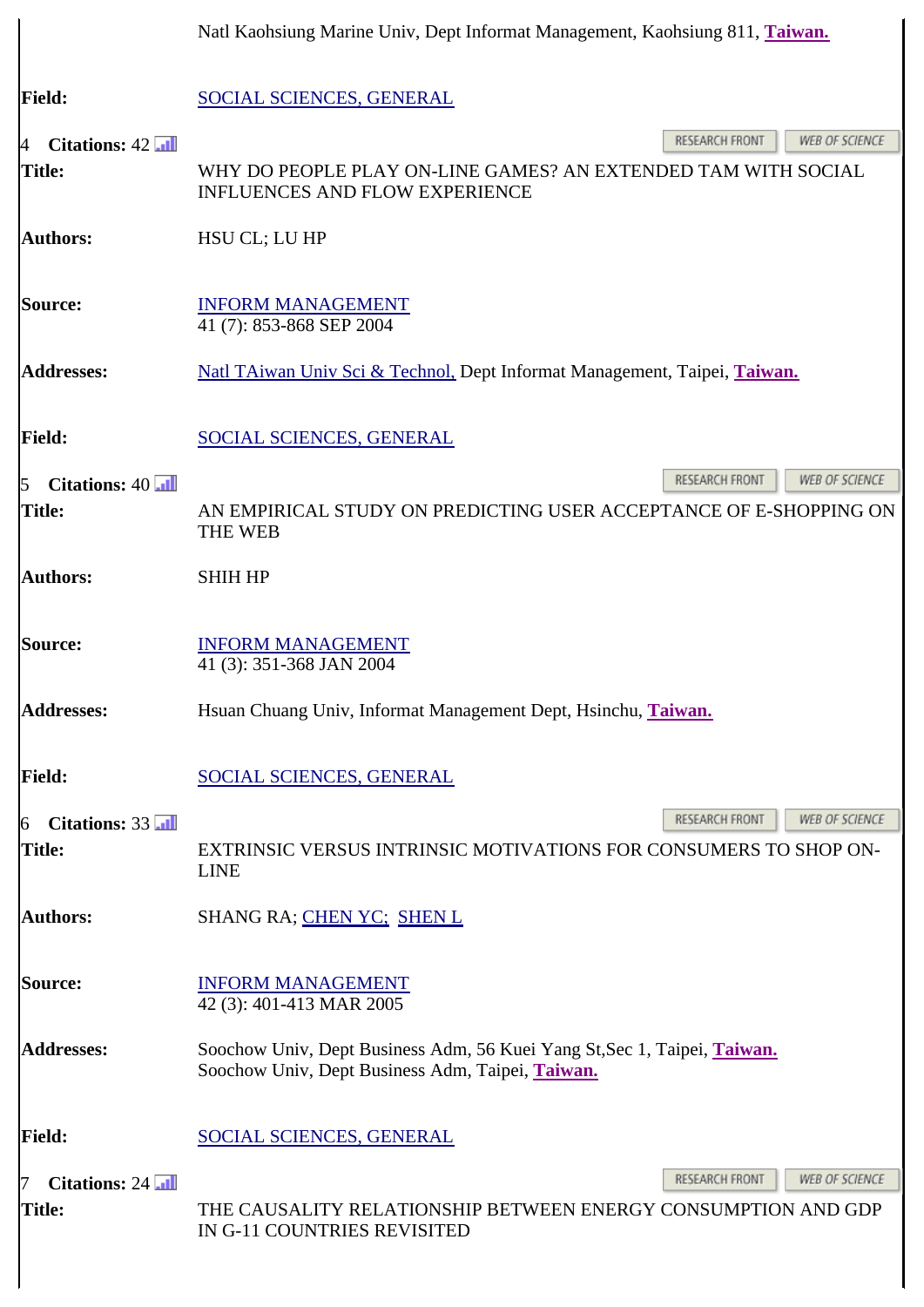Natl Kaohsiung Marine Univ, Dept Informat Management, Kaohsiung 811, **Taiwan.**

**Field:** SOCIAL SCIENCES, GENERAL

4 **Citations:** 42

RESEARCH FRONT | WEB OF SCIENCE

**Title:** WHY DO PEOPLE PLAY ON-LINE GAMES? AN EXTENDED TAM WITH SOCIAL INFLUENCES AND FLOW EXPERIENCE

**Authors:** HSU CL; LU HP

**Source:** INFORM MANAGEMENT
41 (7): 853-868 SEP 2004

**Addresses:** Natl TAiwan Univ Sci & Technol, Dept Informat Management, Taipei, **Taiwan.**

**Field:** SOCIAL SCIENCES, GENERAL

5 **Citations:** 40

RESEARCH FRONT | WEB OF SCIENCE

**Title:** AN EMPIRICAL STUDY ON PREDICTING USER ACCEPTANCE OF E-SHOPPING ON THE WEB

**Authors:** SHIH HP

**Source:** INFORM MANAGEMENT
41 (3): 351-368 JAN 2004

**Addresses:** Hsuan Chuang Univ, Informat Management Dept, Hsinchu, **Taiwan.**

**Field:** SOCIAL SCIENCES, GENERAL

6 **Citations:** 33

RESEARCH FRONT | WEB OF SCIENCE

**Title:** EXTRINSIC VERSUS INTRINSIC MOTIVATIONS FOR CONSUMERS TO SHOP ON-LINE

**Authors:** SHANG RA; CHEN YC; SHEN L

**Source:** INFORM MANAGEMENT
42 (3): 401-413 MAR 2005

**Addresses:** Soochow Univ, Dept Business Adm, 56 Kuei Yang St,Sec 1, Taipei, **Taiwan.**
Soochow Univ, Dept Business Adm, Taipei, **Taiwan.**

**Field:** SOCIAL SCIENCES, GENERAL

7 **Citations:** 24

RESEARCH FRONT | WEB OF SCIENCE

**Title:** THE CAUSALITY RELATIONSHIP BETWEEN ENERGY CONSUMPTION AND GDP IN G-11 COUNTRIES REVISITED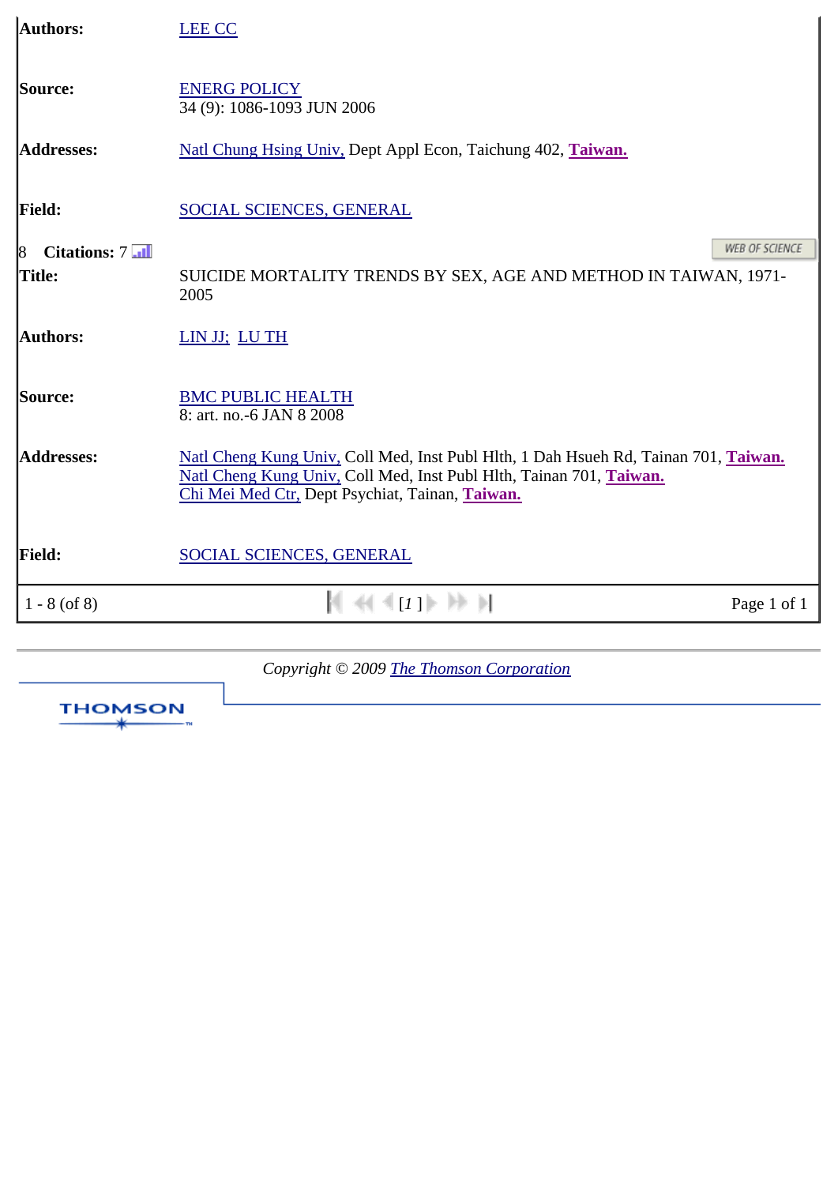**Authors:** LEE CC

**Source:** ENERG POLICY
34 (9): 1086-1093 JUN 2006

**Addresses:** Natl Chung Hsing Univ, Dept Appl Econ, Taichung 402, **Taiwan.**

**Field:** SOCIAL SCIENCES, GENERAL

8 **Citations:** 7

WEB OF SCIENCE

**Title:** SUICIDE MORTALITY TRENDS BY SEX, AGE AND METHOD IN TAIWAN, 1971-2005

**Authors:** LIN JJ; LU TH

**Source:** BMC PUBLIC HEALTH
8: art. no.-6 JAN 8 2008

**Addresses:** Natl Cheng Kung Univ, Coll Med, Inst Publ Hlth, 1 Dah Hsueh Rd, Tainan 701, **Taiwan.**
Natl Cheng Kung Univ, Coll Med, Inst Publ Hlth, Tainan 701, **Taiwan.**
Chi Mei Med Ctr, Dept Psychiat, Tainan, **Taiwan.**

**Field:** SOCIAL SCIENCES, GENERAL

1 - 8 (of 8) [1] Page 1 of 1

*Copyright © 2009 The Thomson Corporation*

THOMSON